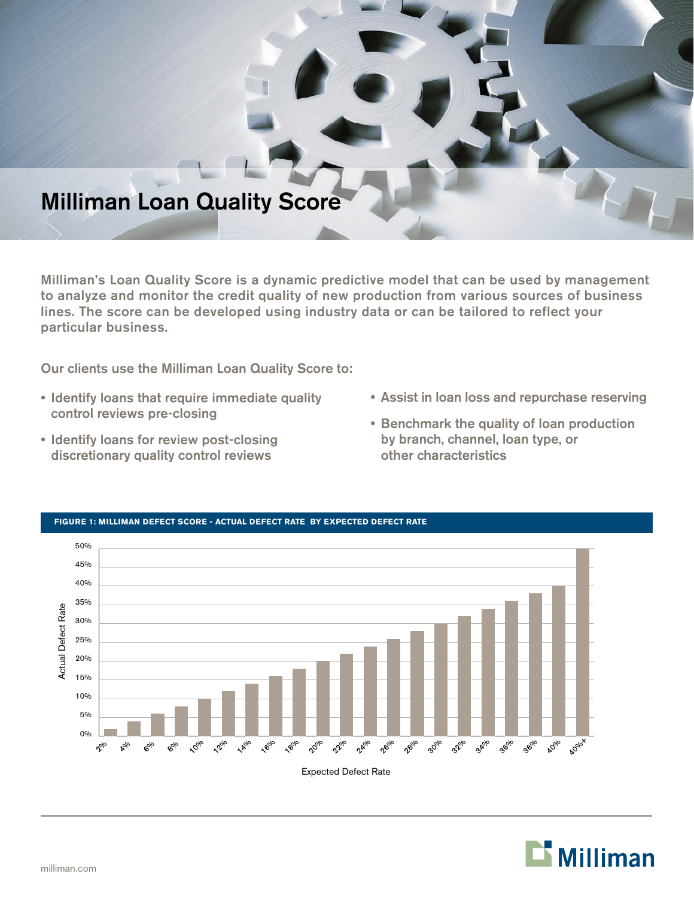# Milliman Loan Quality Score

Milliman's Loan Quality Score is a dynamic predictive model that can be used by management to analyze and monitor the credit quality of new production from various sources of business lines. The score can be developed using industry data or can be tailored to reflect your particular business.

Our clients use the Milliman Loan Quality Score to:

- Identify loans that require immediate quality control reviews pre-closing
- Identify loans for review post-closing discretionary quality control reviews
- Assist in loan loss and repurchase reserving
- Benchmark the quality of loan production by branch, channel, loan type, or other characteristics

**FIGURE 1: MILLIMAN DEFECT SCORE - ACTUAL DEFECT RATE BY EXPECTED DEFECT RATE**

| Expected Defect Rate | Actual Defect Rate |
|---|---|
| 2% | 2% |
| 4% | 4% |
| 6% | 6% |
| 8% | 8% |
| 10% | 10% |
| 12% | 12% |
| 14% | 14% |
| 16% | 16% |
| 18% | 18% |
| 20% | 20% |
| 22% | 22% |
| 24% | 24% |
| 26% | 26% |
| 28% | 28% |
| 30% | 30% |
| 32% | 32% |
| 34% | 34% |
| 36% | 36% |
| 38% | 38% |
| 40% | 40% |
| 40%+ | 50% |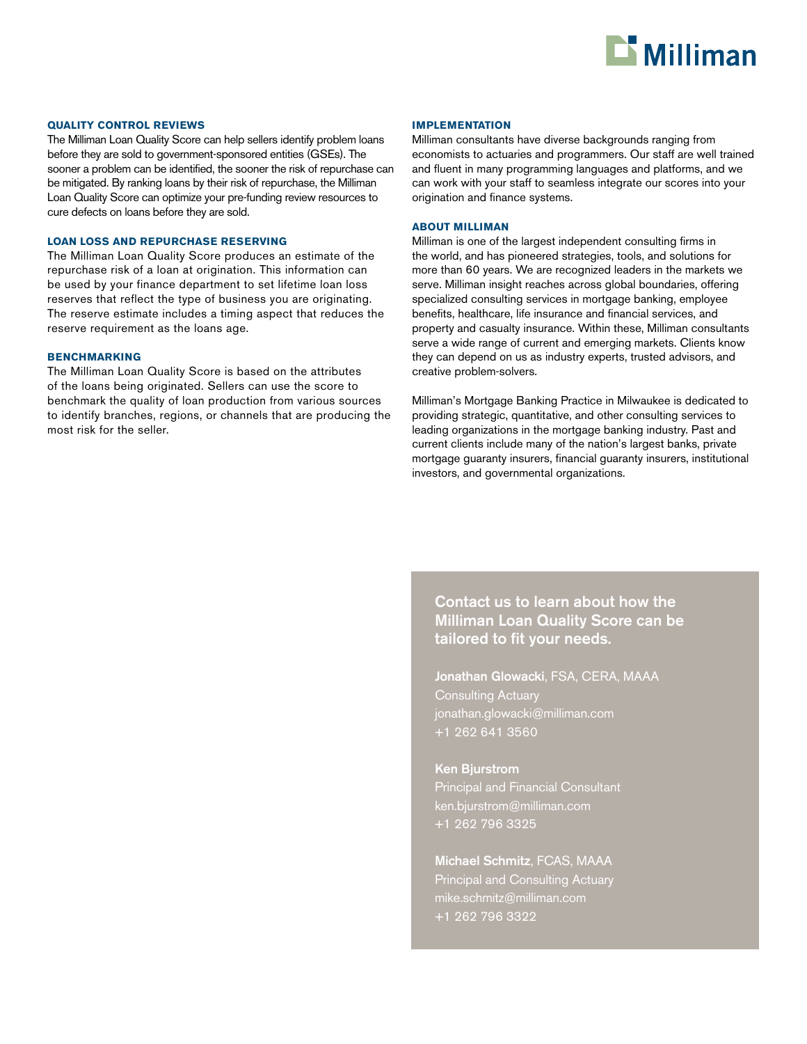### QUALITY CONTROL REVIEWS

The Milliman Loan Quality Score can help sellers identify problem loans before they are sold to government-sponsored entities (GSEs). The sooner a problem can be identified, the sooner the risk of repurchase can be mitigated. By ranking loans by their risk of repurchase, the Milliman Loan Quality Score can optimize your pre-funding review resources to cure defects on loans before they are sold.

### LOAN LOSS AND REPURCHASE RESERVING

The Milliman Loan Quality Score produces an estimate of the repurchase risk of a loan at origination. This information can be used by your finance department to set lifetime loan loss reserves that reflect the type of business you are originating. The reserve estimate includes a timing aspect that reduces the reserve requirement as the loans age.

### BENCHMARKING

The Milliman Loan Quality Score is based on the attributes of the loans being originated. Sellers can use the score to benchmark the quality of loan production from various sources to identify branches, regions, or channels that are producing the most risk for the seller.

### IMPLEMENTATION

Milliman consultants have diverse backgrounds ranging from economists to actuaries and programmers. Our staff are well trained and fluent in many programming languages and platforms, and we can work with your staff to seamless integrate our scores into your origination and finance systems.

### ABOUT MILLIMAN

Milliman is one of the largest independent consulting firms in the world, and has pioneered strategies, tools, and solutions for more than 60 years. We are recognized leaders in the markets we serve. Milliman insight reaches across global boundaries, offering specialized consulting services in mortgage banking, employee benefits, healthcare, life insurance and financial services, and property and casualty insurance. Within these, Milliman consultants serve a wide range of current and emerging markets. Clients know they can depend on us as industry experts, trusted advisors, and creative problem-solvers.

Milliman's Mortgage Banking Practice in Milwaukee is dedicated to providing strategic, quantitative, and other consulting services to leading organizations in the mortgage banking industry. Past and current clients include many of the nation's largest banks, private mortgage guaranty insurers, financial guaranty insurers, institutional investors, and governmental organizations.

**Contact us to learn about how the Milliman Loan Quality Score can be tailored to fit your needs.**

**Jonathan Glowacki**, FSA, CERA, MAAA
Consulting Actuary
jonathan.glowacki@milliman.com
+1 262 641 3560

**Ken Bjurstrom**
Principal and Financial Consultant
ken.bjurstrom@milliman.com
+1 262 796 3325

**Michael Schmitz**, FCAS, MAAA
Principal and Consulting Actuary
mike.schmitz@milliman.com
+1 262 796 3322